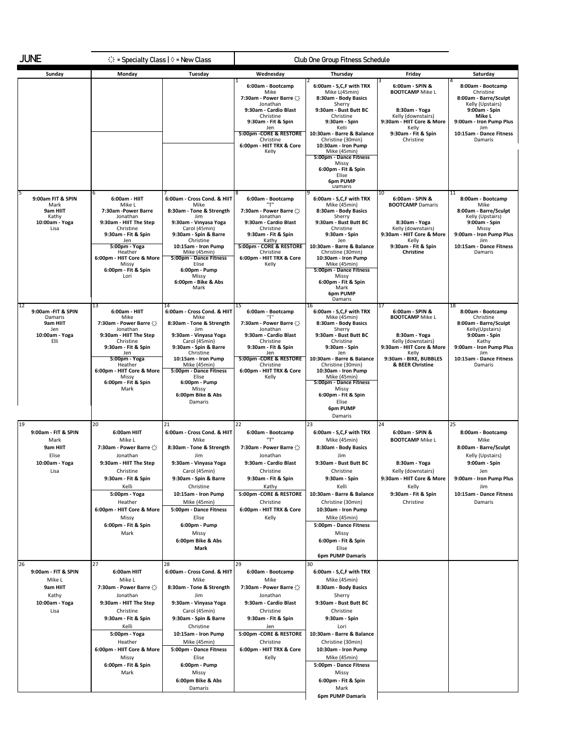JUNE ⁘ = Specialty Class | ◊ = New Class

## Club One Group Fitness Schedule

| Sunday | Monday | Tuesday | Wednesday | Thursday | Friday | Saturday |
|---|---|---|---|---|---|---|
| | | | 1<br>**6:00am - Bootcamp**<br>Mike<br>**7:30am - Power Barre ⁘**<br>Jonathan<br>**9:30am - Cardio Blast**<br>Christine<br>**9:30am - Fit & Spin**<br>Jen<br>**5:00pm -CORE & RESTORE**<br>Christine<br>**6:00pm - HIIT TRX & Core**<br>Kelly | 2<br>**6:00am - S,C,F with TRX**<br>Mike L(45min)<br>**8:30am - Body Basics**<br>Sherry<br>**9:30am - Bust Butt BC**<br>Christine<br>**9:30am - Spin**<br>Kelli<br>**10:30am - Barre & Balance**<br>Christine (30min)<br>**10:30am - Iron Pump**<br>Mike (45min)<br>**5:00pm - Dance Fitness**<br>Missy<br>**6:00pm - Fit & Spin**<br>Elise<br>**6pm PUMP**<br>Damaris | 3<br>**6:00am - SPIN & BOOTCAMP** Mike L<br>**8:30am - Yoga**<br>Kelly (downstairs)<br>**9:30am - HIIT Core & More**<br>Kelly<br>**9:30am - Fit & Spin**<br>Christine | 4<br>**8:00am - Bootcamp**<br>Christine<br>**8:00am - Barre/Sculpt**<br>Kelly (Upstairs)<br>**9:00am - Spin**<br>**Mike L**<br>**9:00am - Iron Pump Plus**<br>Jim<br>**10:15am - Dance Fitness**<br>Damaris |
| 5<br>**9:00am FIT & SPIN**<br>Mark<br>**9am HIIT**<br>Kathy<br>**10:00am - Yoga**<br>Lisa | 6<br>**6:00am - HIIT**<br>Mike L<br>**7:30am -Power Barre**<br>Jonathan<br>**9:30am - HIIT The Step**<br>Christine<br>**9:30am - Fit & Spin**<br>Jen<br>**5:00pm - Yoga**<br>Heather<br>**6:00pm - HIIT Core & More**<br>Missy<br>**6:00pm - Fit & Spin**<br>Lori | 7<br>**6:00am - Cross Cond. & HIIT**<br>Mike<br>**8:30am - Tone & Strength**<br>Jim<br>**9:30am - Vinyasa Yoga**<br>Carol (45min)<br>**9:30am - Spin & Barre**<br>Christine<br>**10:15am - Iron Pump**<br>Mike (45min)<br>**5:00pm - Dance Fitness**<br>Elise<br>**6:00pm - Pump**<br>Missy<br>**6:00pm - Bike & Abs**<br>Mark | 8<br>**6:00am - Bootcamp**<br>"T"<br>**7:30am - Power Barre ⁘**<br>Jonathan<br>**9:30am - Cardio Blast**<br>Christine<br>**9:30am - Fit & Spin**<br>Kathy<br>**5:00pm - CORE & RESTORE**<br>Christine<br>**6:00pm - HIIT TRX & Core**<br>Kelly | 9<br>**6:00am - S,C,F with TRX**<br>Mike (45min)<br>**8:30am - Body Basics**<br>Sherry<br>**9:30am - Bust Butt BC**<br>Christine<br>**9:30am - Spin**<br>Jen<br>**10:30am - Barre & Balance**<br>Christine (30min)<br>**10:30am - Iron Pump**<br>Mike (45min)<br>**5:00pm - Dance Fitness**<br>Missy<br>**6:00pm - Fit & Spin**<br>Mark<br>**6pm PUMP**<br>Damaris | 10<br>**6:00am - SPIN & BOOTCAMP** Damaris<br>**8:30am - Yoga**<br>Kelly (downstairs)<br>**9:30am - HIIT Core & More**<br>Kelly<br>**9:30am - Fit & Spin**<br>**Christine** | 11<br>**8:00am - Bootcamp**<br>Mike<br>**8:00am - Barre/Sculpt**<br>Kelly (Upstairs)<br>**9:00am - Spin**<br>Missy<br>**9:00am - Iron Pump Plus**<br>Jim<br>**10:15am - Dance Fitness**<br>Damaris |
| 12<br>**9:00am -FIT & SPIN**<br>Damaris<br>**9am HIIT**<br>Jen<br>**10:00am - Yoga**<br>Elli | 13<br>**6:00am - HIIT**<br>Mike<br>**7:30am - Power Barre ⁘**<br>Jonathan<br>**9:30am - HIIT The Step**<br>Christine<br>**9:30am - Fit & Spin**<br>Jen<br>**5:00pm - Yoga**<br>Heather<br>**6:00pm - HIIT Core & More**<br>Missy<br>**6:00pm - Fit & Spin**<br>Mark | 14<br>**6:00am - Cross Cond. & HIIT**<br>Mike<br>**8:30am - Tone & Strength**<br>Jim<br>**9:30am - Vinyasa Yoga**<br>Carol (45min)<br>**9:30am - Spin & Barre**<br>Christine<br>**10:15am - Iron Pump**<br>Mike (45min)<br>**5:00pm - Dance Fitness**<br>Elise<br>**6:00pm - Pump**<br>Missy<br>**6:00pm Bike & Abs**<br>Damaris | 15<br>**6:00am - Bootcamp**<br>"T"<br>**7:30am - Power Barre ⁘**<br>Jonathan<br>**9:30am - Cardio Blast**<br>Christine<br>**9:30am - Fit & Spin**<br>Jen<br>**5:00pm -CORE & RESTORE**<br>Christine<br>**6:00pm - HIIT TRX & Core**<br>Kelly | 16<br>**6:00am - S,C,F with TRX**<br>Mike (45min)<br>**8:30am - Body Basics**<br>Sherry<br>**9:30am - Bust Butt BC**<br>Christine<br>**9:30am - Spin**<br>Jen<br>**10:30am - Barre & Balance**<br>Christine (30min)<br>**10:30am - Iron Pump**<br>Mike (45min)<br>**5:00pm - Dance Fitness**<br>Missy<br>**6:00pm - Fit & Spin**<br>Elise<br>**6pm PUMP**<br>Damaris | 17<br>**6:00am - SPIN & BOOTCAMP** Mike L<br>**8:30am - Yoga**<br>Kelly (downstairs)<br>**9:30am - HIIT Core & More**<br>Kelly<br>**9:30am - BIKE, BUBBLES & BEER Christine** | 18<br>**8:00am - Bootcamp**<br>Christine<br>**8:00am - Barre/Sculpt**<br>Kelly(Upstairs)<br>**9:00am - Spin**<br>Kathy<br>**9:00am - Iron Pump Plus**<br>Jim<br>**10:15am - Dance Fitness**<br>Damaris |
| 19<br>**9:00am - FIT & SPIN**<br>Mark<br>**9am HIIT**<br>Elise<br>**10:00am - Yoga**<br>Lisa | 20<br>**6:00am HIIT**<br>Mike L<br>**7:30am - Power Barre ⁘**<br>Jonathan<br>**9:30am - HIIT The Step**<br>Christine<br>**9:30am - Fit & Spin**<br>Kelli<br>**5:00pm - Yoga**<br>Heather<br>**6:00pm - HIIT Core & More**<br>Missy<br>**6:00pm - Fit & Spin**<br>Mark | 21<br>**6:00am - Cross Cond. & HIIT**<br>Mike<br>**8:30am - Tone & Strength**<br>Jim<br>**9:30am - Vinyasa Yoga**<br>Carol (45min)<br>**9:30am - Spin & Barre**<br>Christine<br>**10:15am - Iron Pump**<br>Mike (45min)<br>**5:00pm - Dance Fitness**<br>Elise<br>**6:00pm - Pump**<br>Missy<br>**6:00pm Bike & Abs**<br>**Mark** | 22<br>**6:00am - Bootcamp**<br>"T"<br>**7:30am - Power Barre ⁘**<br>Jonathan<br>**9:30am - Cardio Blast**<br>Christine<br>**9:30am - Fit & Spin**<br>Kathy<br>**5:00pm -CORE & RESTORE**<br>Christine<br>**6:00pm - HIIT TRX & Core**<br>Kelly | 23<br>**6:00am - S,C,F with TRX**<br>Mike (45min)<br>**8:30am - Body Basics**<br>Jim<br>**9:30am - Bust Butt BC**<br>Christine<br>**9:30am - Spin**<br>Kelli<br>**10:30am - Barre & Balance**<br>Christine (30min)<br>**10:30am - Iron Pump**<br>Mike (45min)<br>**5:00pm - Dance Fitness**<br>Missy<br>**6:00pm - Fit & Spin**<br>Elise<br>**6pm PUMP Damaris** | 24<br>**6:00am - SPIN & BOOTCAMP** Mike L<br>**8:30am - Yoga**<br>Kelly (downstairs)<br>**9:30am - HIIT Core & More**<br>Kelly<br>**9:30am - Fit & Spin**<br>Christine | 25<br>**8:00am - Bootcamp**<br>Mike<br>**8:00am - Barre/Sculpt**<br>Kelly (Upstairs)<br>**9:00am - Spin**<br>Jen<br>**9:00am - Iron Pump Plus**<br>Jim<br>**10:15am - Dance Fitness**<br>Damaris |
| 26<br>**9:00am - FIT & SPIN**<br>Mike L<br>**9am HIIT**<br>Kathy<br>**10:00am - Yoga**<br>Lisa | 27<br>**6:00am HIIT**<br>Mike L<br>**7:30am - Power Barre ⁘**<br>Jonathan<br>**9:30am - HIIT The Step**<br>Christine<br>**9:30am - Fit & Spin**<br>Kelli<br>**5:00pm - Yoga**<br>Heather<br>**6:00pm - HIIT Core & More**<br>Missy<br>**6:00pm - Fit & Spin**<br>Mark | 28<br>**6:00am - Cross Cond. & HIIT**<br>Mike<br>**8:30am - Tone & Strength**<br>Jim<br>**9:30am - Vinyasa Yoga**<br>Carol (45min)<br>**9:30am - Spin & Barre**<br>Christine<br>**10:15am - Iron Pump**<br>Mike (45min)<br>**5:00pm - Dance Fitness**<br>Elise<br>**6:00pm - Pump**<br>Missy<br>**6:00pm Bike & Abs**<br>Damaris | 29<br>**6:00am - Bootcamp**<br>Mike<br>**7:30am - Power Barre ⁘**<br>Jonathan<br>**9:30am - Cardio Blast**<br>Christine<br>**9:30am - Fit & Spin**<br>Jen<br>**5:00pm -CORE & RESTORE**<br>Christine<br>**6:00pm - HIIT TRX & Core**<br>Kelly | 30<br>**6:00am - S,C,F with TRX**<br>Mike (45min)<br>**8:30am - Body Basics**<br>Sherry<br>**9:30am - Bust Butt BC**<br>Christine<br>**9:30am - Spin**<br>Lori<br>**10:30am - Barre & Balance**<br>Christine (30min)<br>**10:30am - Iron Pump**<br>Mike (45min)<br>**5:00pm - Dance Fitness**<br>Missy<br>**6:00pm - Fit & Spin**<br>Mark<br>**6pm PUMP Damaris** | | |